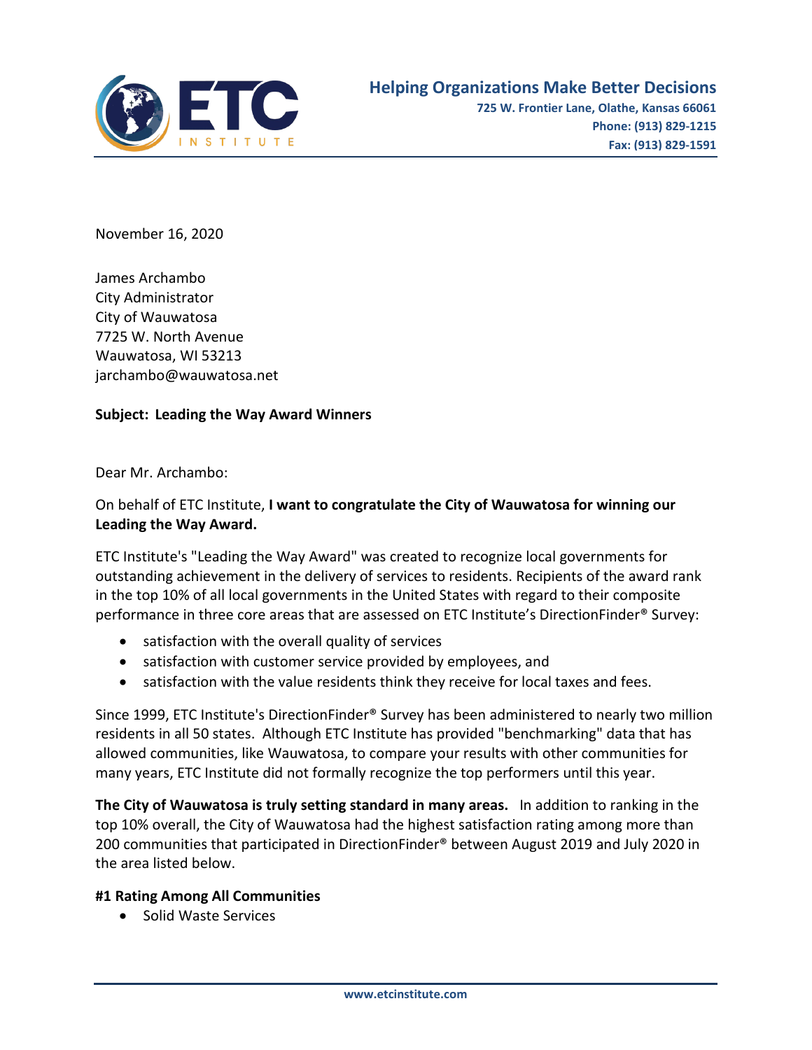**Helping Organizations Make Better Decisions**
**725 W. Frontier Lane, Olathe, Kansas 66061**
**Phone: (913) 829-1215**
**Fax: (913) 829-1591**

November 16, 2020

James Archambo
City Administrator
City of Wauwatosa
7725 W. North Avenue
Wauwatosa, WI 53213
jarchambo@wauwatosa.net

**Subject: Leading the Way Award Winners**

Dear Mr. Archambo:

On behalf of ETC Institute, **I want to congratulate the City of Wauwatosa for winning our Leading the Way Award.**

ETC Institute's "Leading the Way Award" was created to recognize local governments for outstanding achievement in the delivery of services to residents. Recipients of the award rank in the top 10% of all local governments in the United States with regard to their composite performance in three core areas that are assessed on ETC Institute's DirectionFinder® Survey:

- satisfaction with the overall quality of services
- satisfaction with customer service provided by employees, and
- satisfaction with the value residents think they receive for local taxes and fees.

Since 1999, ETC Institute's DirectionFinder® Survey has been administered to nearly two million residents in all 50 states. Although ETC Institute has provided "benchmarking" data that has allowed communities, like Wauwatosa, to compare your results with other communities for many years, ETC Institute did not formally recognize the top performers until this year.

**The City of Wauwatosa is truly setting standard in many areas.** In addition to ranking in the top 10% overall, the City of Wauwatosa had the highest satisfaction rating among more than 200 communities that participated in DirectionFinder® between August 2019 and July 2020 in the area listed below.

**#1 Rating Among All Communities**

- Solid Waste Services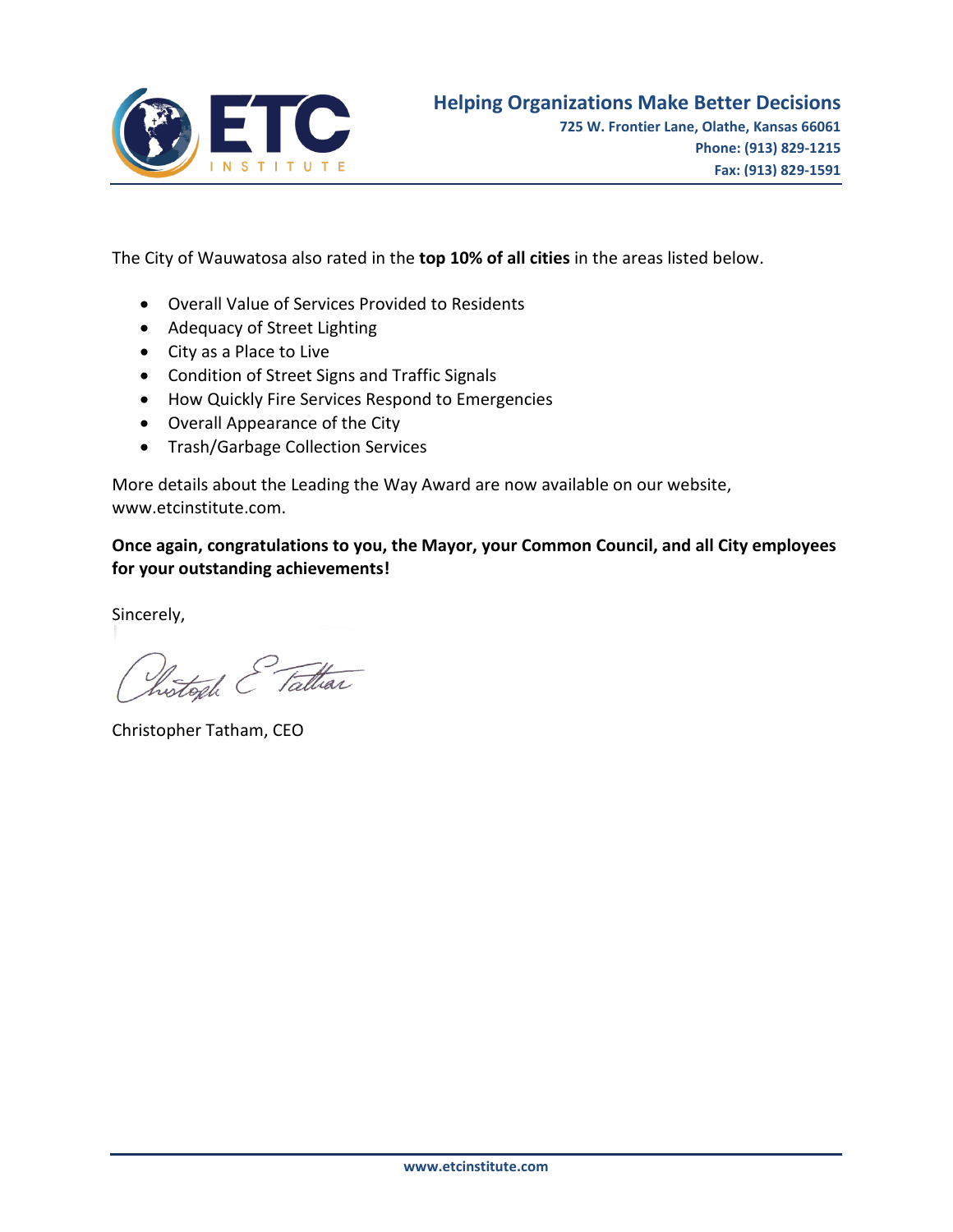The City of Wauwatosa also rated in the **top 10% of all cities** in the areas listed below.

- Overall Value of Services Provided to Residents
- Adequacy of Street Lighting
- City as a Place to Live
- Condition of Street Signs and Traffic Signals
- How Quickly Fire Services Respond to Emergencies
- Overall Appearance of the City
- Trash/Garbage Collection Services

More details about the Leading the Way Award are now available on our website, www.etcinstitute.com.

**Once again, congratulations to you, the Mayor, your Common Council, and all City employees for your outstanding achievements!**

Sincerely,

Christopher E Tatham

Christopher Tatham, CEO